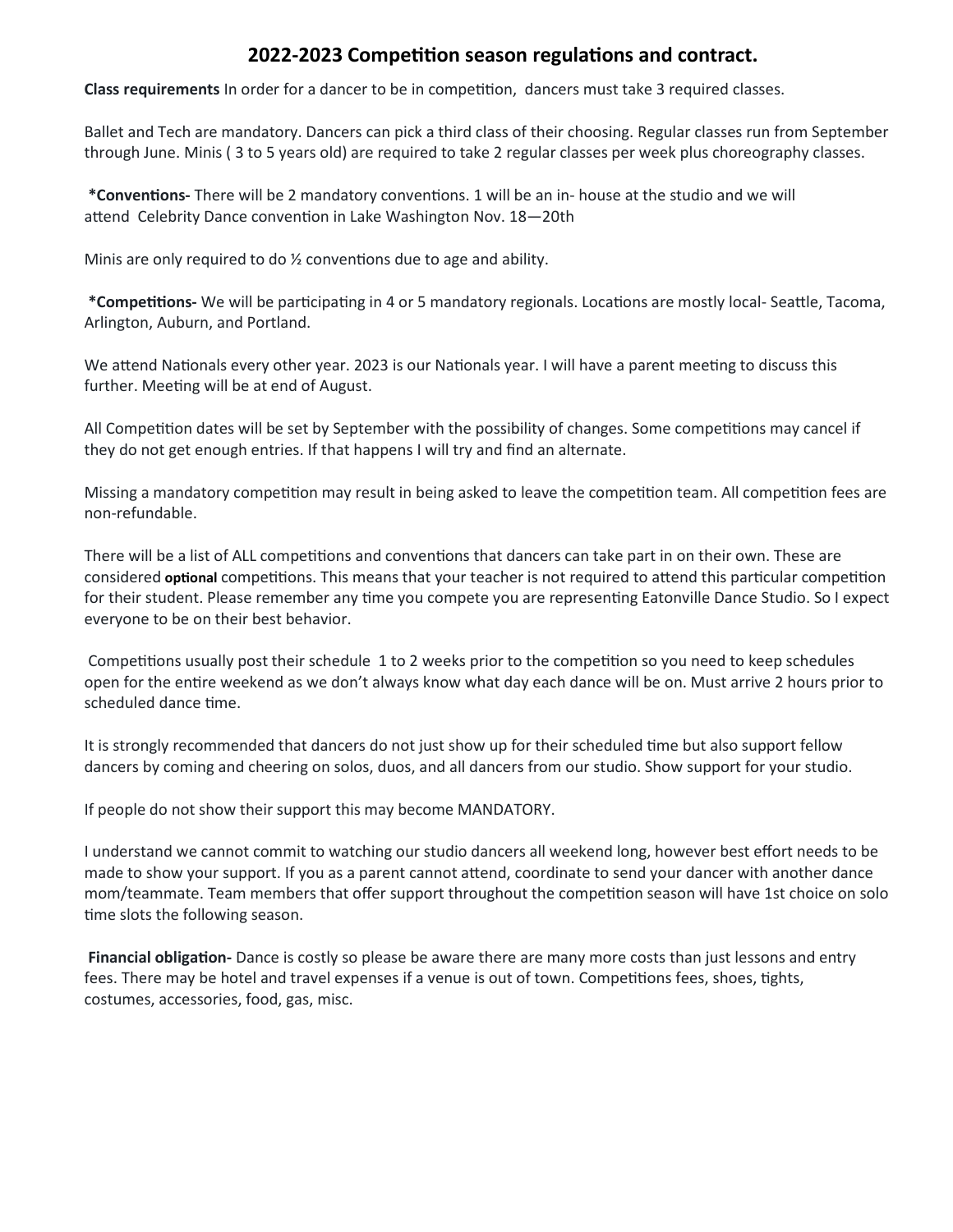# 2022-2023 Competition season regulations and contract.

**Class requirements** In order for a dancer to be in competition, dancers must take 3 required classes.

Ballet and Tech are mandatory. Dancers can pick a third class of their choosing. Regular classes run from September through June. Minis ( 3 to 5 years old) are required to take 2 regular classes per week plus choreography classes.

**\*Conventions-** There will be 2 mandatory conventions. 1 will be an in- house at the studio and we will attend Celebrity Dance convention in Lake Washington Nov. 18—20th

Minis are only required to do ½ conventions due to age and ability.

**\*Competitions-** We will be participating in 4 or 5 mandatory regionals. Locations are mostly local- Seattle, Tacoma, Arlington, Auburn, and Portland.

We attend Nationals every other year. 2023 is our Nationals year. I will have a parent meeting to discuss this further. Meeting will be at end of August.

All Competition dates will be set by September with the possibility of changes. Some competitions may cancel if they do not get enough entries. If that happens I will try and find an alternate.

Missing a mandatory competition may result in being asked to leave the competition team. All competition fees are non-refundable.

There will be a list of ALL competitions and conventions that dancers can take part in on their own. These are considered **optional** competitions. This means that your teacher is not required to attend this particular competition for their student. Please remember any time you compete you are representing Eatonville Dance Studio. So I expect everyone to be on their best behavior.

Competitions usually post their schedule 1 to 2 weeks prior to the competition so you need to keep schedules open for the entire weekend as we don't always know what day each dance will be on. Must arrive 2 hours prior to scheduled dance time.

It is strongly recommended that dancers do not just show up for their scheduled time but also support fellow dancers by coming and cheering on solos, duos, and all dancers from our studio. Show support for your studio.

If people do not show their support this may become MANDATORY.

I understand we cannot commit to watching our studio dancers all weekend long, however best effort needs to be made to show your support. If you as a parent cannot attend, coordinate to send your dancer with another dance mom/teammate. Team members that offer support throughout the competition season will have 1st choice on solo time slots the following season.

**Financial obligation-** Dance is costly so please be aware there are many more costs than just lessons and entry fees. There may be hotel and travel expenses if a venue is out of town. Competitions fees, shoes, tights, costumes, accessories, food, gas, misc.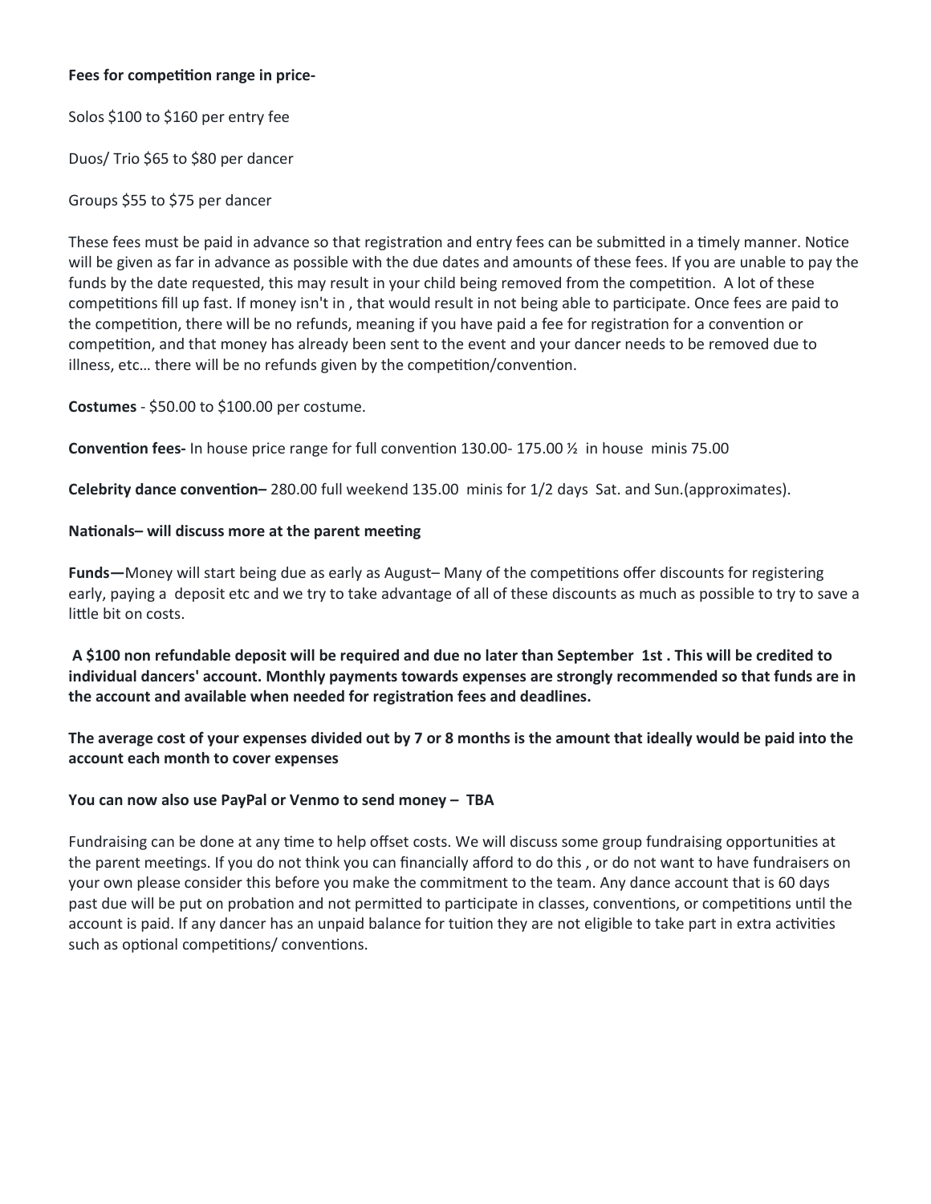**Fees for competition range in price-**

Solos $100 to $160 per entry fee

Duos/ Trio $65 to $80 per dancer

Groups $55 to $75 per dancer

These fees must be paid in advance so that registration and entry fees can be submitted in a timely manner. Notice will be given as far in advance as possible with the due dates and amounts of these fees. If you are unable to pay the funds by the date requested, this may result in your child being removed from the competition.  A lot of these competitions fill up fast. If money isn't in , that would result in not being able to participate. Once fees are paid to the competition, there will be no refunds, meaning if you have paid a fee for registration for a convention or competition, and that money has already been sent to the event and your dancer needs to be removed due to illness, etc… there will be no refunds given by the competition/convention.

**Costumes** - $50.00 to $100.00 per costume.

**Convention fees-** In house price range for full convention 130.00- 175.00 ½  in house  minis 75.00

**Celebrity dance convention–** 280.00 full weekend 135.00  minis for 1/2 days  Sat. and Sun.(approximates).

**Nationals– will discuss more at the parent meeting**

**Funds—**Money will start being due as early as August– Many of the competitions offer discounts for registering early, paying a  deposit etc and we try to take advantage of all of these discounts as much as possible to try to save a little bit on costs.

**A $100 non refundable deposit will be required and due no later than September  1st . This will be credited to individual dancers' account. Monthly payments towards expenses are strongly recommended so that funds are in the account and available when needed for registration fees and deadlines.**

**The average cost of your expenses divided out by 7 or 8 months is the amount that ideally would be paid into the account each month to cover expenses**

**You can now also use PayPal or Venmo to send money –  TBA**

Fundraising can be done at any time to help offset costs. We will discuss some group fundraising opportunities at the parent meetings. If you do not think you can financially afford to do this , or do not want to have fundraisers on your own please consider this before you make the commitment to the team. Any dance account that is 60 days past due will be put on probation and not permitted to participate in classes, conventions, or competitions until the account is paid. If any dancer has an unpaid balance for tuition they are not eligible to take part in extra activities such as optional competitions/ conventions.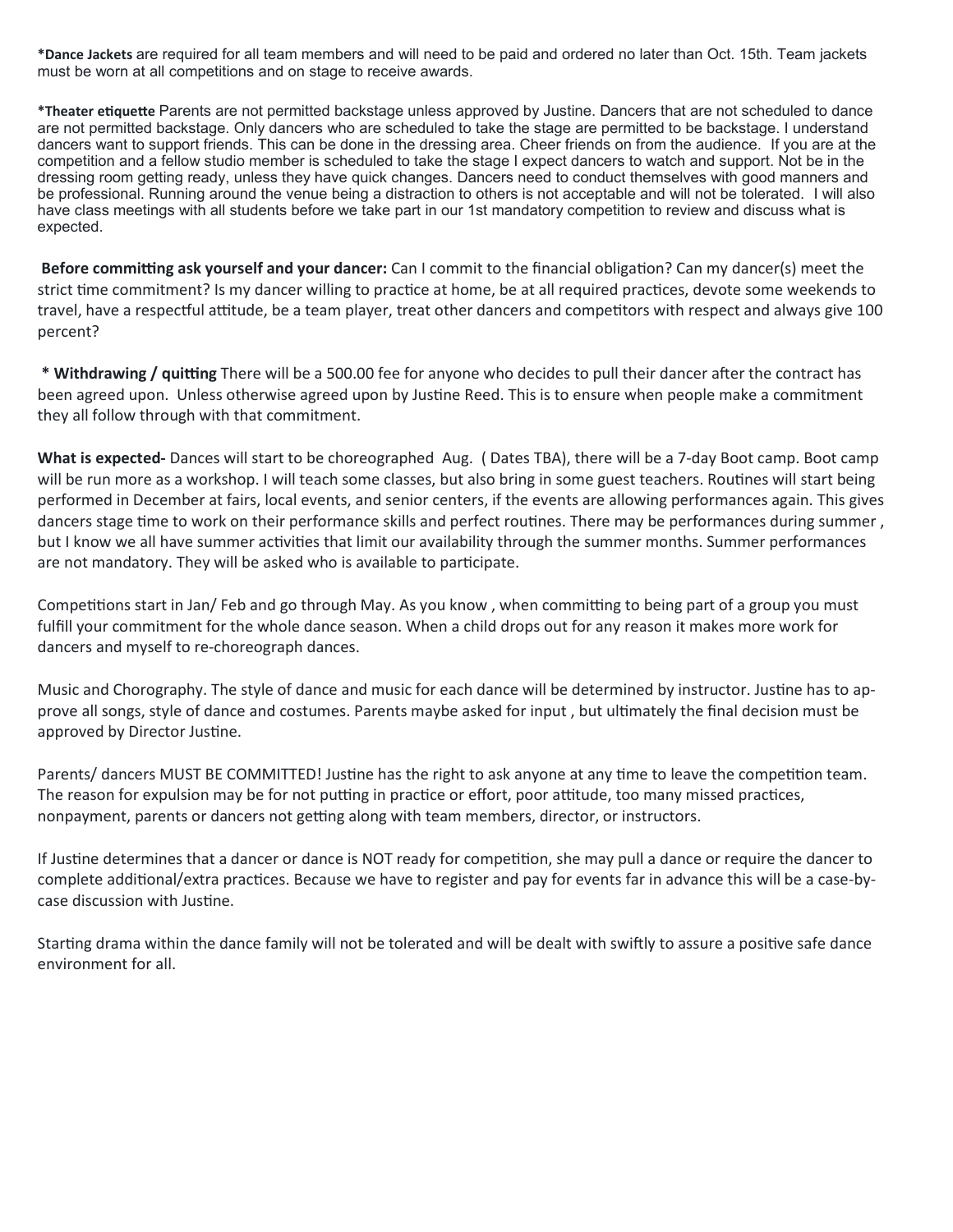**\*Dance Jackets** are required for all team members and will need to be paid and ordered no later than Oct. 15th. Team jackets must be worn at all competitions and on stage to receive awards.

**\*Theater etiquette** Parents are not permitted backstage unless approved by Justine. Dancers that are not scheduled to dance are not permitted backstage. Only dancers who are scheduled to take the stage are permitted to be backstage. I understand dancers want to support friends. This can be done in the dressing area. Cheer friends on from the audience. If you are at the competition and a fellow studio member is scheduled to take the stage I expect dancers to watch and support. Not be in the dressing room getting ready, unless they have quick changes. Dancers need to conduct themselves with good manners and be professional. Running around the venue being a distraction to others is not acceptable and will not be tolerated. I will also have class meetings with all students before we take part in our 1st mandatory competition to review and discuss what is expected.

**Before committing ask yourself and your dancer:** Can I commit to the financial obligation? Can my dancer(s) meet the strict time commitment? Is my dancer willing to practice at home, be at all required practices, devote some weekends to travel, have a respectful attitude, be a team player, treat other dancers and competitors with respect and always give 100 percent?

**\* Withdrawing / quitting** There will be a 500.00 fee for anyone who decides to pull their dancer after the contract has been agreed upon. Unless otherwise agreed upon by Justine Reed. This is to ensure when people make a commitment they all follow through with that commitment.

**What is expected-** Dances will start to be choreographed Aug. ( Dates TBA), there will be a 7-day Boot camp. Boot camp will be run more as a workshop. I will teach some classes, but also bring in some guest teachers. Routines will start being performed in December at fairs, local events, and senior centers, if the events are allowing performances again. This gives dancers stage time to work on their performance skills and perfect routines. There may be performances during summer , but I know we all have summer activities that limit our availability through the summer months. Summer performances are not mandatory. They will be asked who is available to participate.

Competitions start in Jan/ Feb and go through May. As you know , when committing to being part of a group you must fulfill your commitment for the whole dance season. When a child drops out for any reason it makes more work for dancers and myself to re-choreograph dances.

Music and Chorography. The style of dance and music for each dance will be determined by instructor. Justine has to approve all songs, style of dance and costumes. Parents maybe asked for input , but ultimately the final decision must be approved by Director Justine.

Parents/ dancers MUST BE COMMITTED! Justine has the right to ask anyone at any time to leave the competition team. The reason for expulsion may be for not putting in practice or effort, poor attitude, too many missed practices, nonpayment, parents or dancers not getting along with team members, director, or instructors.

If Justine determines that a dancer or dance is NOT ready for competition, she may pull a dance or require the dancer to complete additional/extra practices. Because we have to register and pay for events far in advance this will be a case-by-case discussion with Justine.

Starting drama within the dance family will not be tolerated and will be dealt with swiftly to assure a positive safe dance environment for all.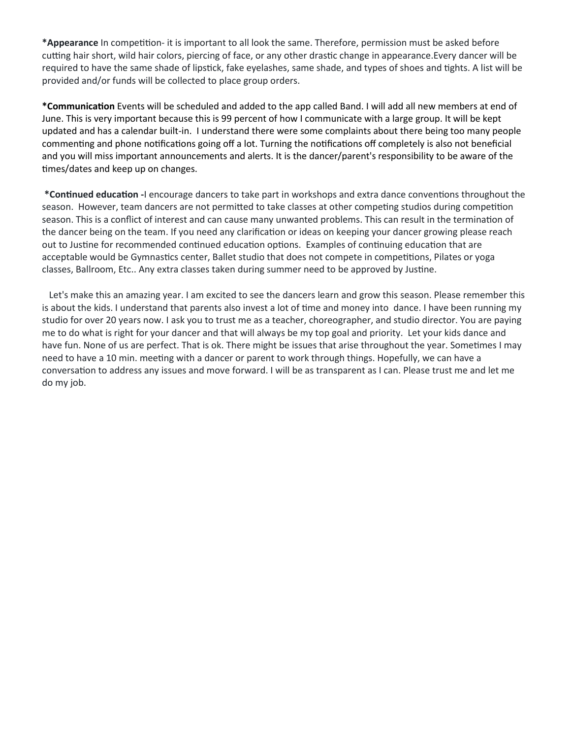***Appearance** In competition- it is important to all look the same. Therefore, permission must be asked before cutting hair short, wild hair colors, piercing of face, or any other drastic change in appearance.Every dancer will be required to have the same shade of lipstick, fake eyelashes, same shade, and types of shoes and tights. A list will be provided and/or funds will be collected to place group orders.

***Communication** Events will be scheduled and added to the app called Band. I will add all new members at end of June. This is very important because this is 99 percent of how I communicate with a large group. It will be kept updated and has a calendar built-in. I understand there were some complaints about there being too many people commenting and phone notifications going off a lot. Turning the notifications off completely is also not beneficial and you will miss important announcements and alerts. It is the dancer/parent's responsibility to be aware of the times/dates and keep up on changes.

***Continued education -**I encourage dancers to take part in workshops and extra dance conventions throughout the season. However, team dancers are not permitted to take classes at other competing studios during competition season. This is a conflict of interest and can cause many unwanted problems. This can result in the termination of the dancer being on the team. If you need any clarification or ideas on keeping your dancer growing please reach out to Justine for recommended continued education options. Examples of continuing education that are acceptable would be Gymnastics center, Ballet studio that does not compete in competitions, Pilates or yoga classes, Ballroom, Etc.. Any extra classes taken during summer need to be approved by Justine.

Let's make this an amazing year. I am excited to see the dancers learn and grow this season. Please remember this is about the kids. I understand that parents also invest a lot of time and money into dance. I have been running my studio for over 20 years now. I ask you to trust me as a teacher, choreographer, and studio director. You are paying me to do what is right for your dancer and that will always be my top goal and priority. Let your kids dance and have fun. None of us are perfect. That is ok. There might be issues that arise throughout the year. Sometimes I may need to have a 10 min. meeting with a dancer or parent to work through things. Hopefully, we can have a conversation to address any issues and move forward. I will be as transparent as I can. Please trust me and let me do my job.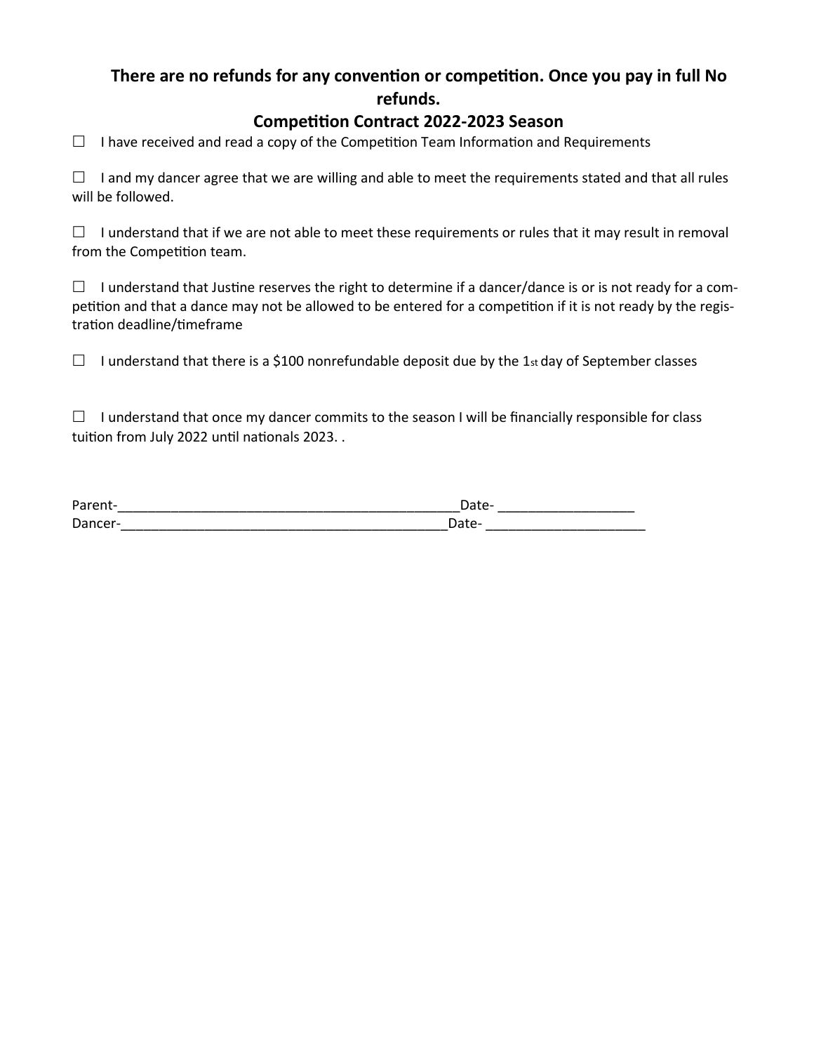## There are no refunds for any convention or competition. Once you pay in full No refunds.

## Competition Contract 2022-2023 Season

☐ I have received and read a copy of the Competition Team Information and Requirements

☐ I and my dancer agree that we are willing and able to meet the requirements stated and that all rules will be followed.

☐ I understand that if we are not able to meet these requirements or rules that it may result in removal from the Competition team.

☐ I understand that Justine reserves the right to determine if a dancer/dance is or is not ready for a competition and that a dance may not be allowed to be entered for a competition if it is not ready by the registration deadline/timeframe

☐ I understand that there is a $100 nonrefundable deposit due by the 1st day of September classes

☐ I understand that once my dancer commits to the season I will be financially responsible for class tuition from July 2022 until nationals 2023. .

Parent-_______________________________________________Date- __________________

Dancer-_____________________________________________Date- _____________________